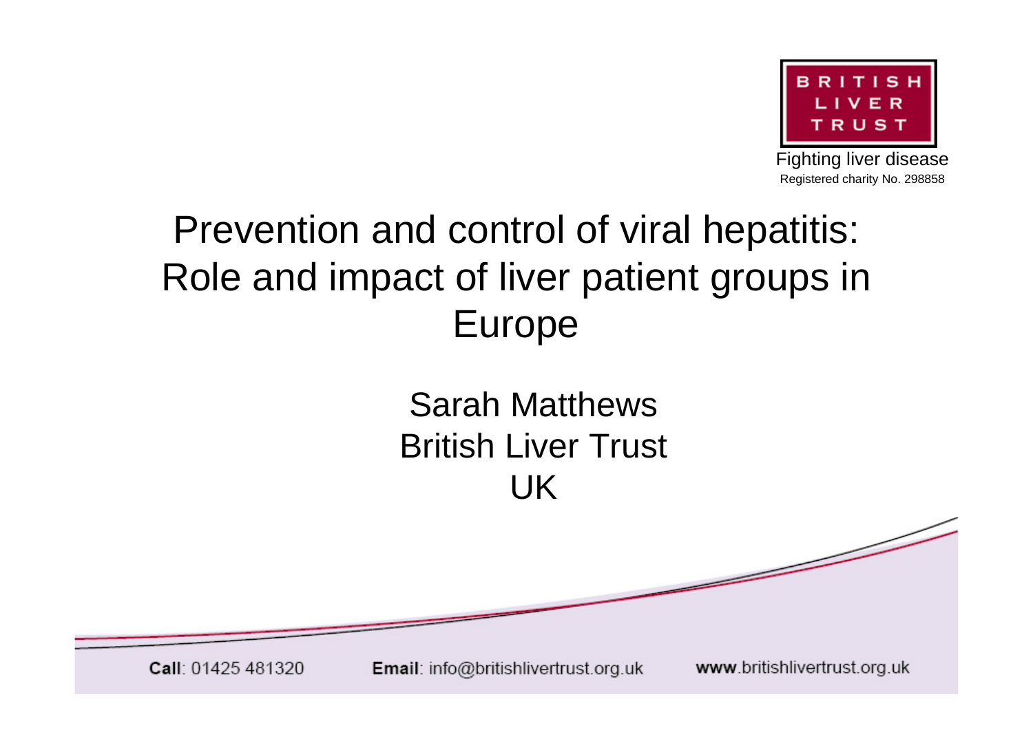BRITISH LIVER TRUST

Fighting liver disease
Registered charity No. 298858

# Prevention and control of viral hepatitis: Role and impact of liver patient groups in Europe

Sarah Matthews
British Liver Trust
UK

**Call**: 01425 481320 **Email**: info@britishlivertrust.org.uk **www**.britishlivertrust.org.uk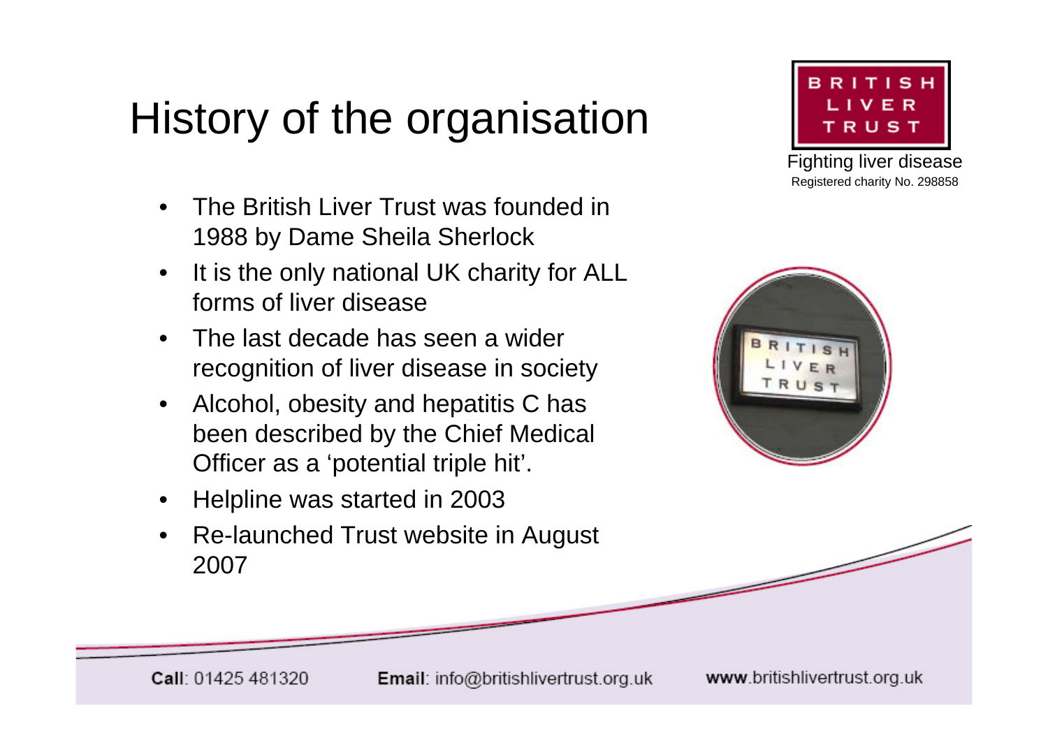# History of the organisation

BRITISH LIVER TRUST

Fighting liver disease

Registered charity No. 298858

- The British Liver Trust was founded in 1988 by Dame Sheila Sherlock
- It is the only national UK charity for ALL forms of liver disease
- The last decade has seen a wider recognition of liver disease in society
- Alcohol, obesity and hepatitis C has been described by the Chief Medical Officer as a 'potential triple hit'.
- Helpline was started in 2003
- Re-launched Trust website in August 2007

**Call**: 01425 481320 **Email**: info@britishlivertrust.org.uk **www**.britishlivertrust.org.uk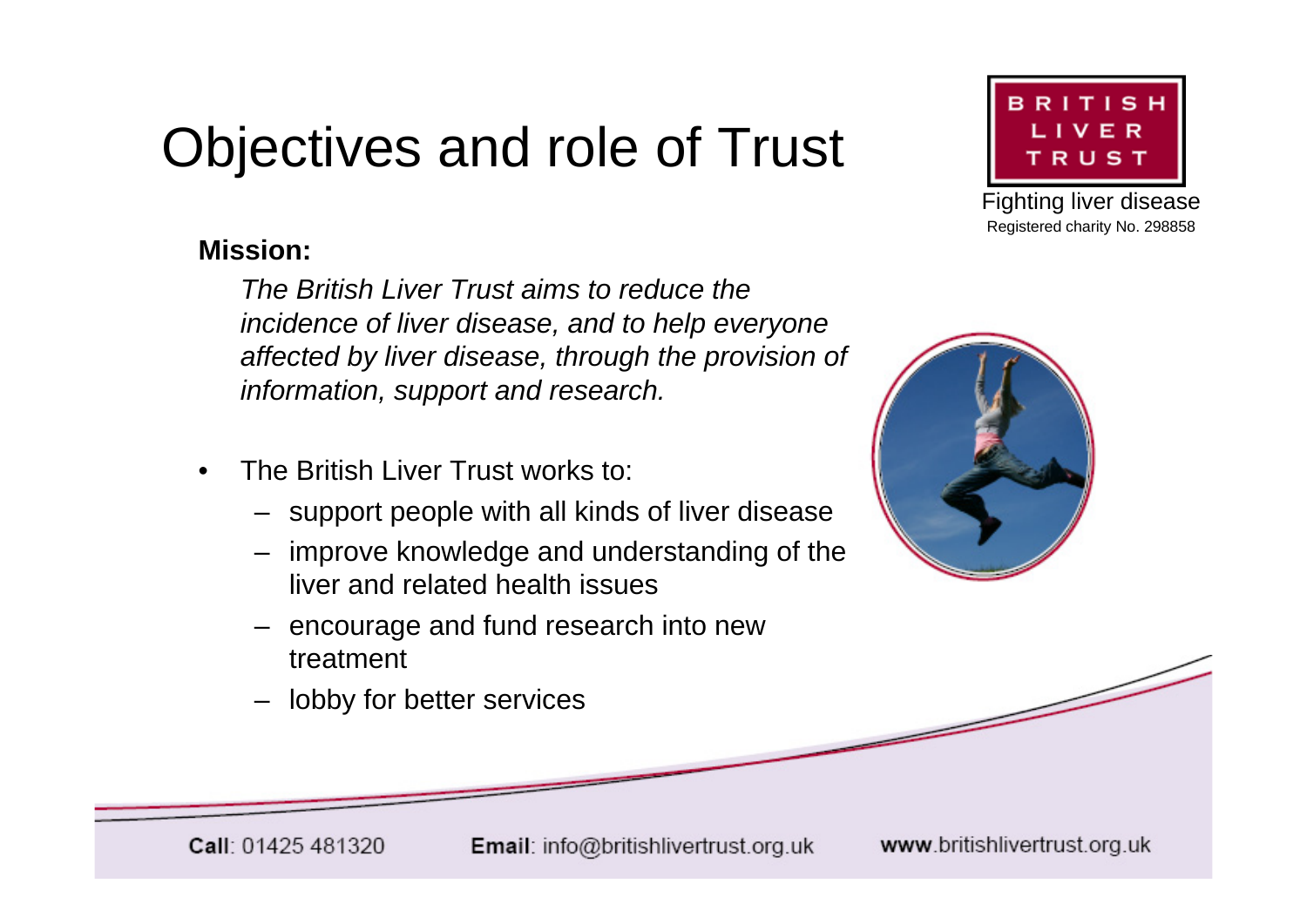# Objectives and role of Trust

BRITISH LIVER TRUST

Fighting liver disease

Registered charity No. 298858

**Mission:**

*The British Liver Trust aims to reduce the incidence of liver disease, and to help everyone affected by liver disease, through the provision of information, support and research.*

- The British Liver Trust works to:
  - support people with all kinds of liver disease
  - improve knowledge and understanding of the liver and related health issues
  - encourage and fund research into new treatment
  - lobby for better services

**Call**: 01425 481320 **Email**: info@britishlivertrust.org.uk **www**.britishlivertrust.org.uk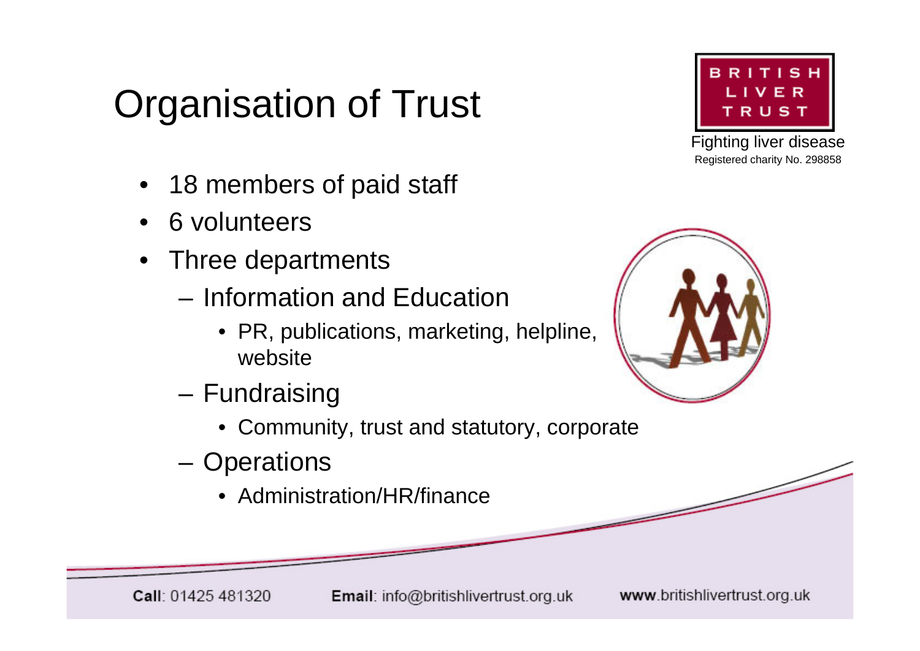# Organisation of Trust

BRITISH LIVER TRUST

Fighting liver disease

Registered charity No. 298858

- 18 members of paid staff
- 6 volunteers
- Three departments
  - Information and Education
    - PR, publications, marketing, helpline, website
  - Fundraising
    - Community, trust and statutory, corporate
  - Operations
    - Administration/HR/finance

**Call**: 01425 481320 **Email**: info@britishlivertrust.org.uk **www**.britishlivertrust.org.uk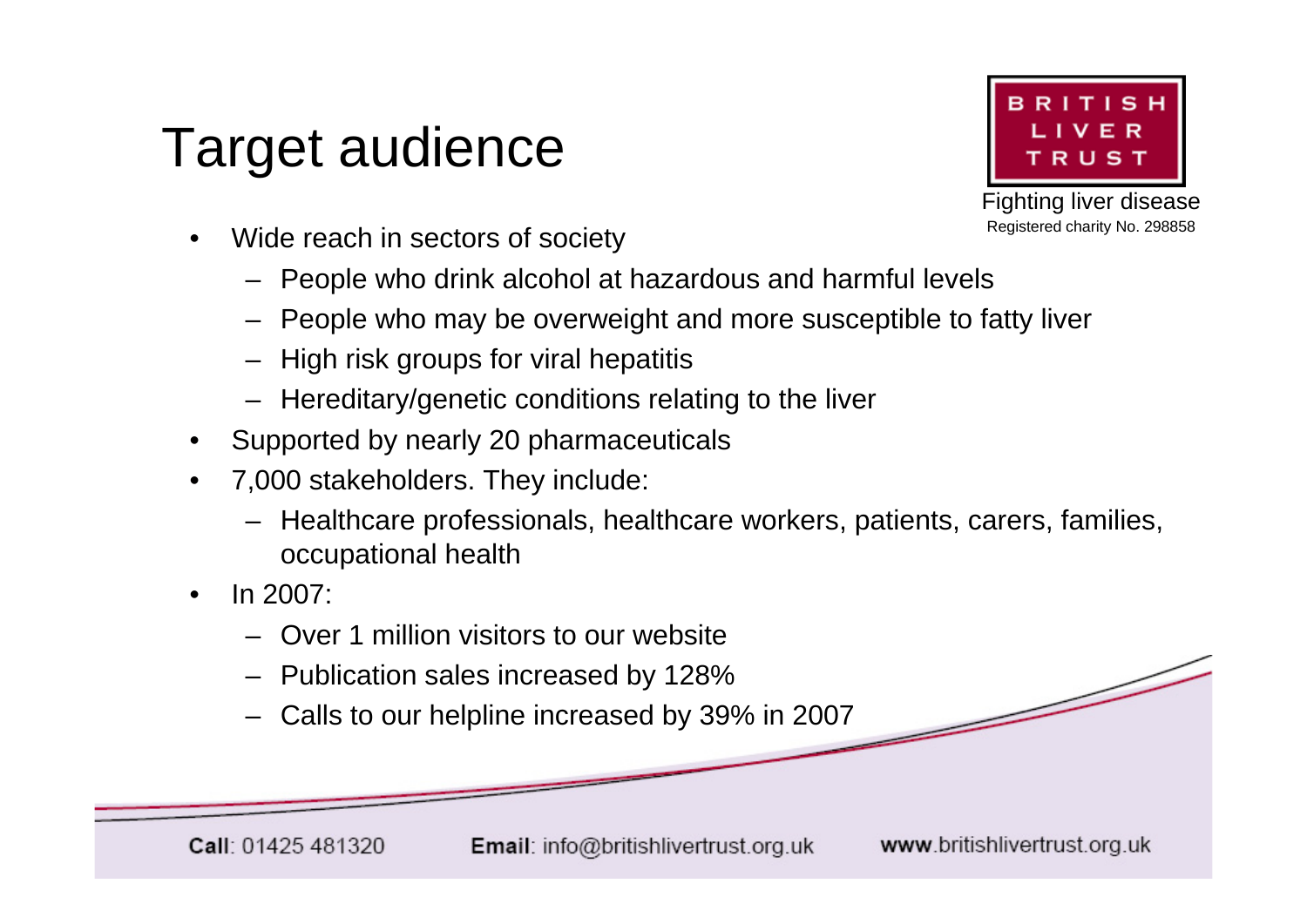# Target audience

BRITISH LIVER TRUST

Fighting liver disease

Registered charity No. 298858

- Wide reach in sectors of society
  - People who drink alcohol at hazardous and harmful levels
  - People who may be overweight and more susceptible to fatty liver
  - High risk groups for viral hepatitis
  - Hereditary/genetic conditions relating to the liver
- Supported by nearly 20 pharmaceuticals
- 7,000 stakeholders. They include:
  - Healthcare professionals, healthcare workers, patients, carers, families, occupational health
- In 2007:
  - Over 1 million visitors to our website
  - Publication sales increased by 128%
  - Calls to our helpline increased by 39% in 2007

**Call**: 01425 481320 **Email**: info@britishlivertrust.org.uk **www**.britishlivertrust.org.uk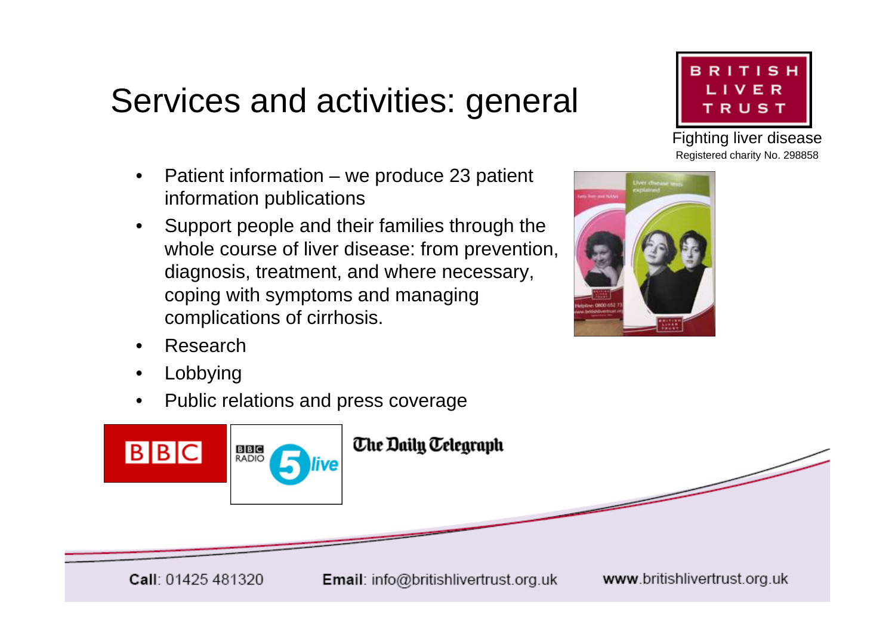# Services and activities: general

BRITISH LIVER TRUST

Fighting liver disease

Registered charity No. 298858

- Patient information – we produce 23 patient information publications
- Support people and their families through the whole course of liver disease: from prevention, diagnosis, treatment, and where necessary, coping with symptoms and managing complications of cirrhosis.
- Research
- Lobbying
- Public relations and press coverage

BBC

BBC RADIO 5 live

The Daily Telegraph

**Call**: 01425 481320 **Email**: info@britishlivertrust.org.uk **www**.britishlivertrust.org.uk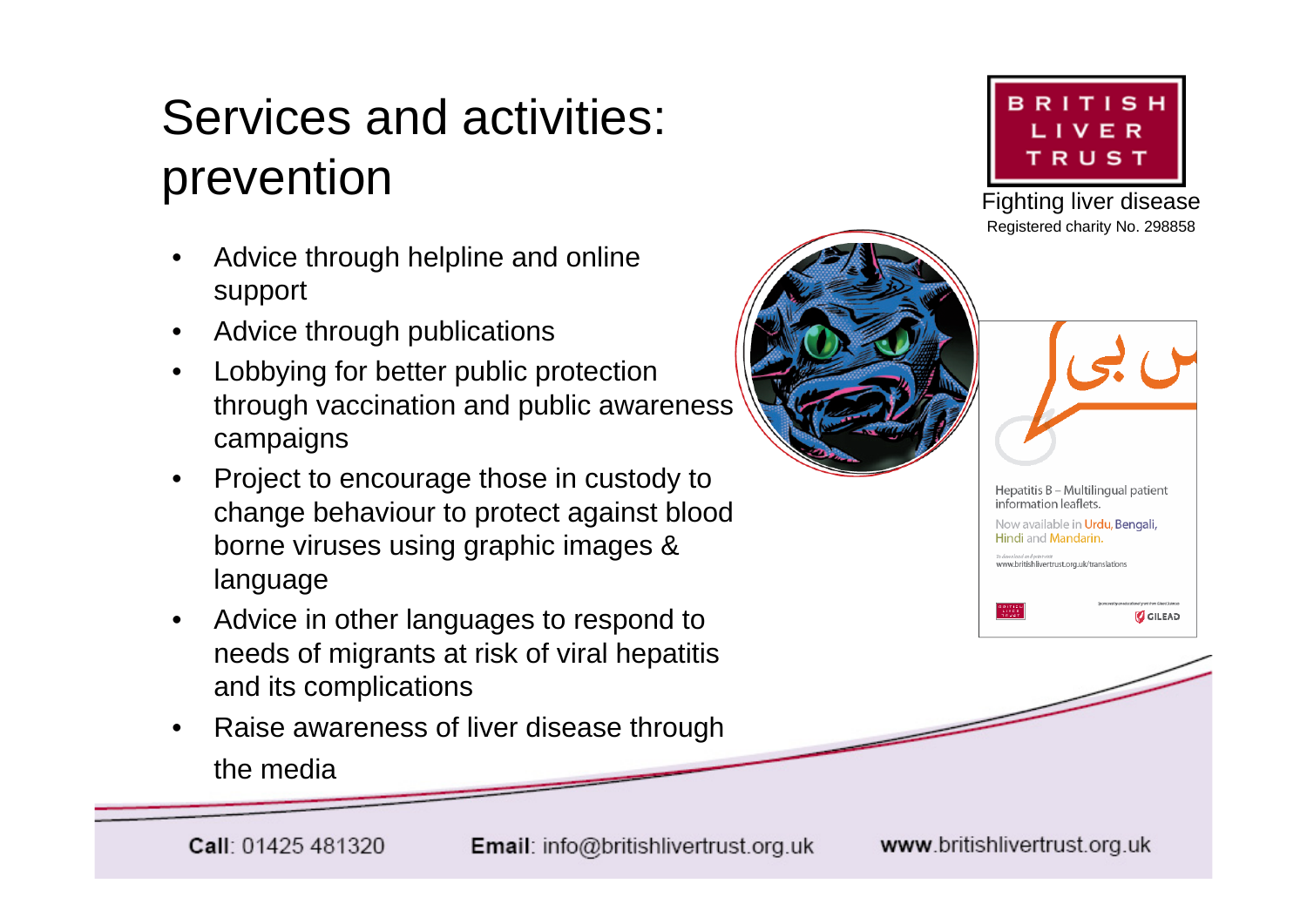# Services and activities: prevention

BRITISH LIVER TRUST

Fighting liver disease

Registered charity No. 298858

- Advice through helpline and online support
- Advice through publications
- Lobbying for better public protection through vaccination and public awareness campaigns
- Project to encourage those in custody to change behaviour to protect against blood borne viruses using graphic images & language
- Advice in other languages to respond to needs of migrants at risk of viral hepatitis and its complications
- Raise awareness of liver disease through the media

Hepatitis B – Multilingual patient information leaflets.

Now available in Urdu, Bengali, Hindi and Mandarin.

To download and print visit www.britishlivertrust.org.uk/translations

**Call**: 01425 481320 **Email**: info@britishlivertrust.org.uk www.britishlivertrust.org.uk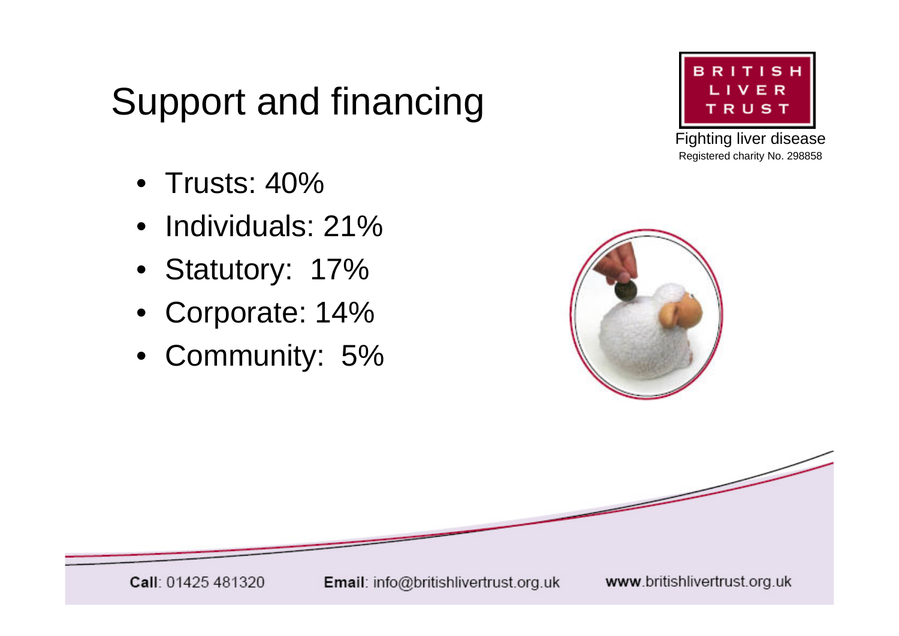# Support and financing

BRITISH LIVER TRUST

Fighting liver disease

Registered charity No. 298858

- Trusts: 40%
- Individuals: 21%
- Statutory: 17%
- Corporate: 14%
- Community: 5%

**Call**: 01425 481320 **Email**: info@britishlivertrust.org.uk **www**.britishlivertrust.org.uk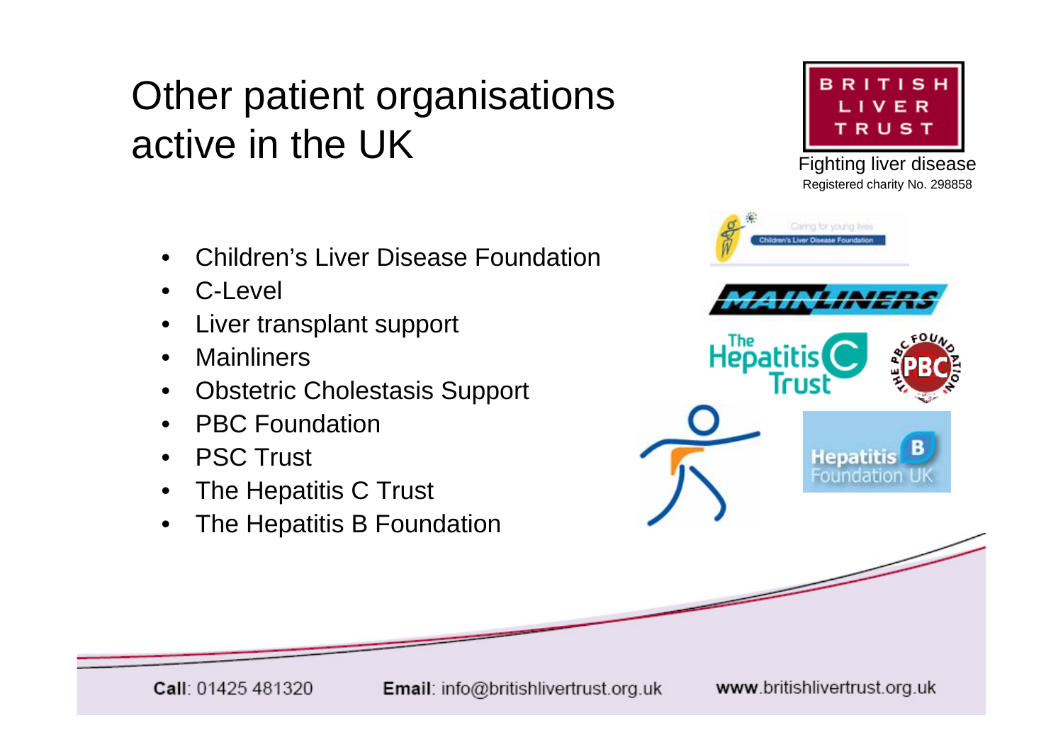# Other patient organisations active in the UK

BRITISH LIVER TRUST

Fighting liver disease

Registered charity No. 298858

- Children's Liver Disease Foundation
- C-Level
- Liver transplant support
- Mainliners
- Obstetric Cholestasis Support
- PBC Foundation
- PSC Trust
- The Hepatitis C Trust
- The Hepatitis B Foundation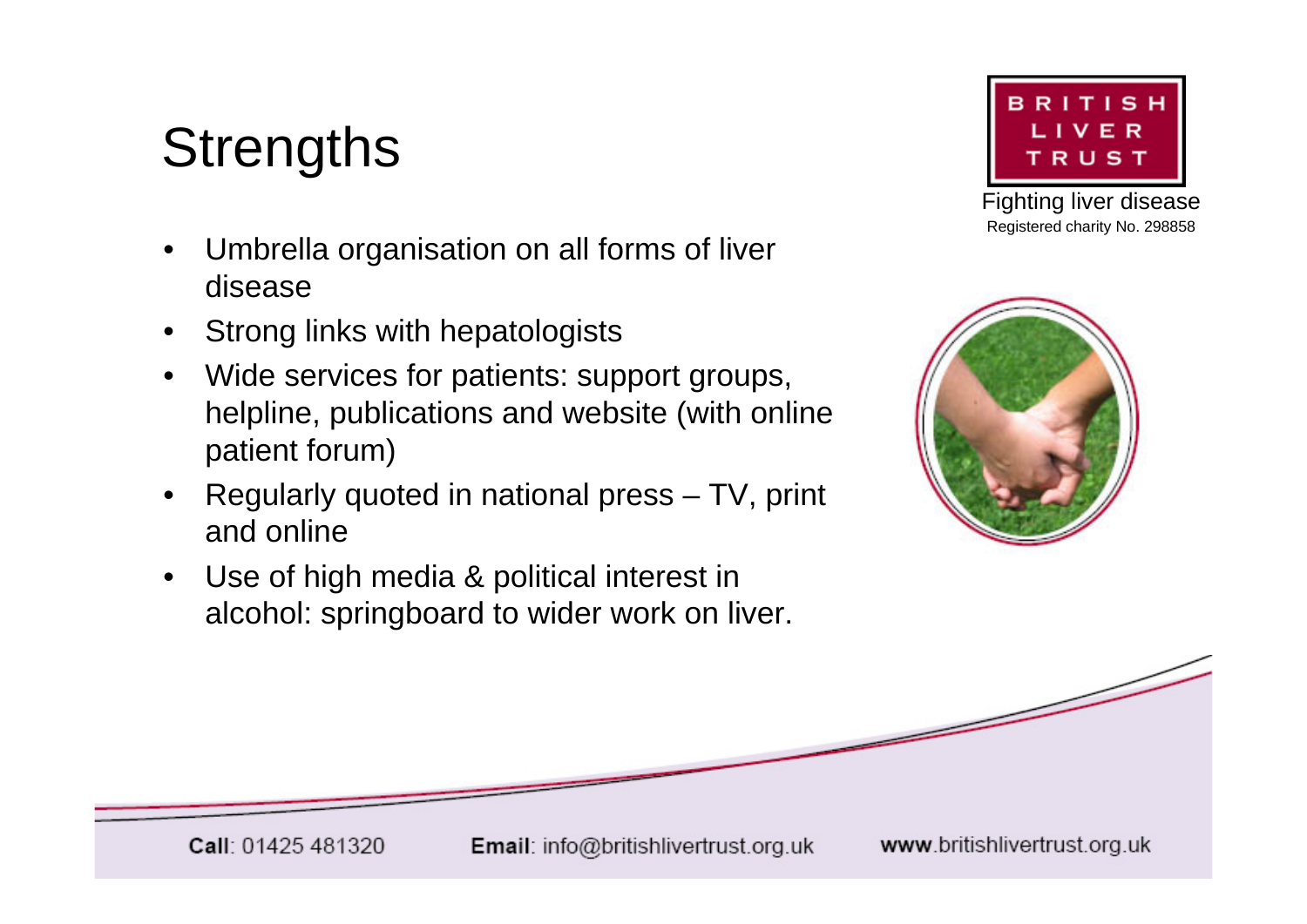# Strengths

- Umbrella organisation on all forms of liver disease
- Strong links with hepatologists
- Wide services for patients: support groups, helpline, publications and website (with online patient forum)
- Regularly quoted in national press – TV, print and online
- Use of high media & political interest in alcohol: springboard to wider work on liver.

BRITISH LIVER TRUST

Fighting liver disease

Registered charity No. 298858

**Call**: 01425 481320 **Email**: info@britishlivertrust.org.uk **www**.britishlivertrust.org.uk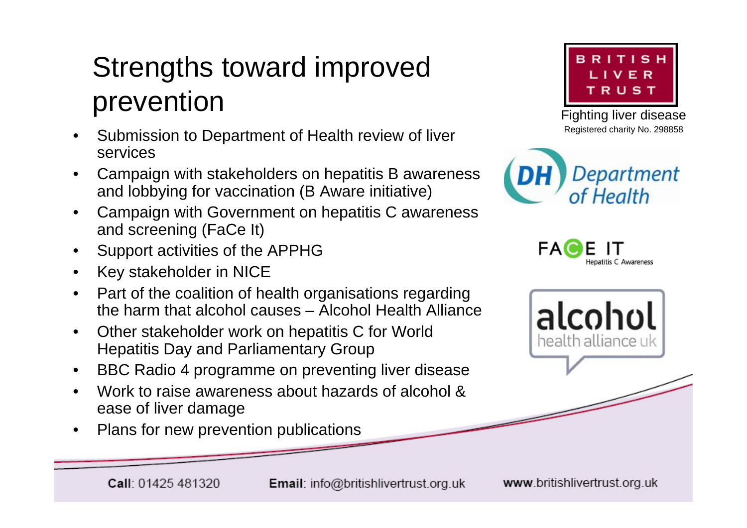# Strengths toward improved prevention

- Submission to Department of Health review of liver services
- Campaign with stakeholders on hepatitis B awareness and lobbying for vaccination (B Aware initiative)
- Campaign with Government on hepatitis C awareness and screening (FaCe It)
- Support activities of the APPHG
- Key stakeholder in NICE
- Part of the coalition of health organisations regarding the harm that alcohol causes – Alcohol Health Alliance
- Other stakeholder work on hepatitis C for World Hepatitis Day and Parliamentary Group
- BBC Radio 4 programme on preventing liver disease
- Work to raise awareness about hazards of alcohol & ease of liver damage
- Plans for new prevention publications

BRITISH LIVER TRUST

Fighting liver disease

Registered charity No. 298858

DH Department of Health

FACE IT Hepatitis C Awareness

alcohol health alliance uk

**Call**: 01425 481320 **Email**: info@britishlivertrust.org.uk **www**.britishlivertrust.org.uk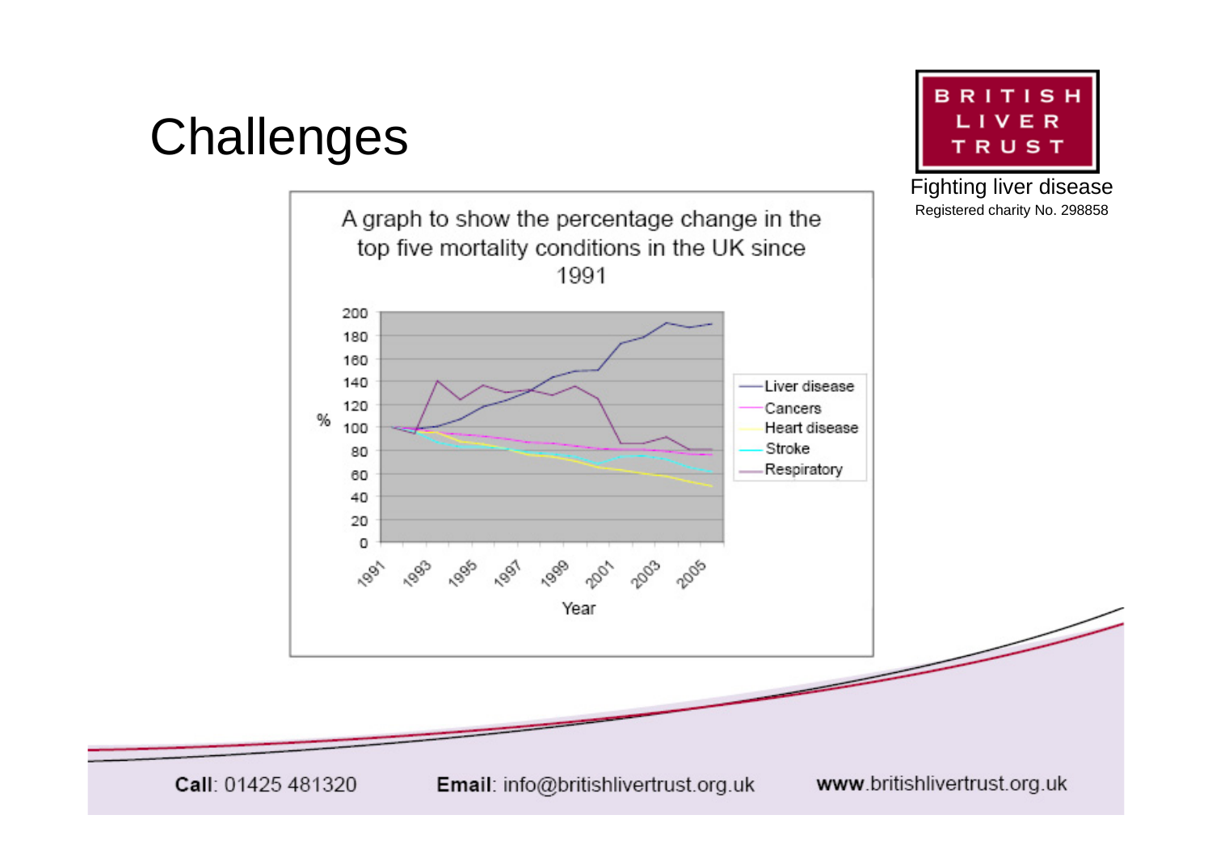# Challenges

**BRITISH LIVER TRUST**

Fighting liver disease

Registered charity No. 298858

A graph to show the percentage change in the top five mortality conditions in the UK since 1991

**Call**: 01425 481320  **Email**: info@britishlivertrust.org.uk  **www**.britishlivertrust.org.uk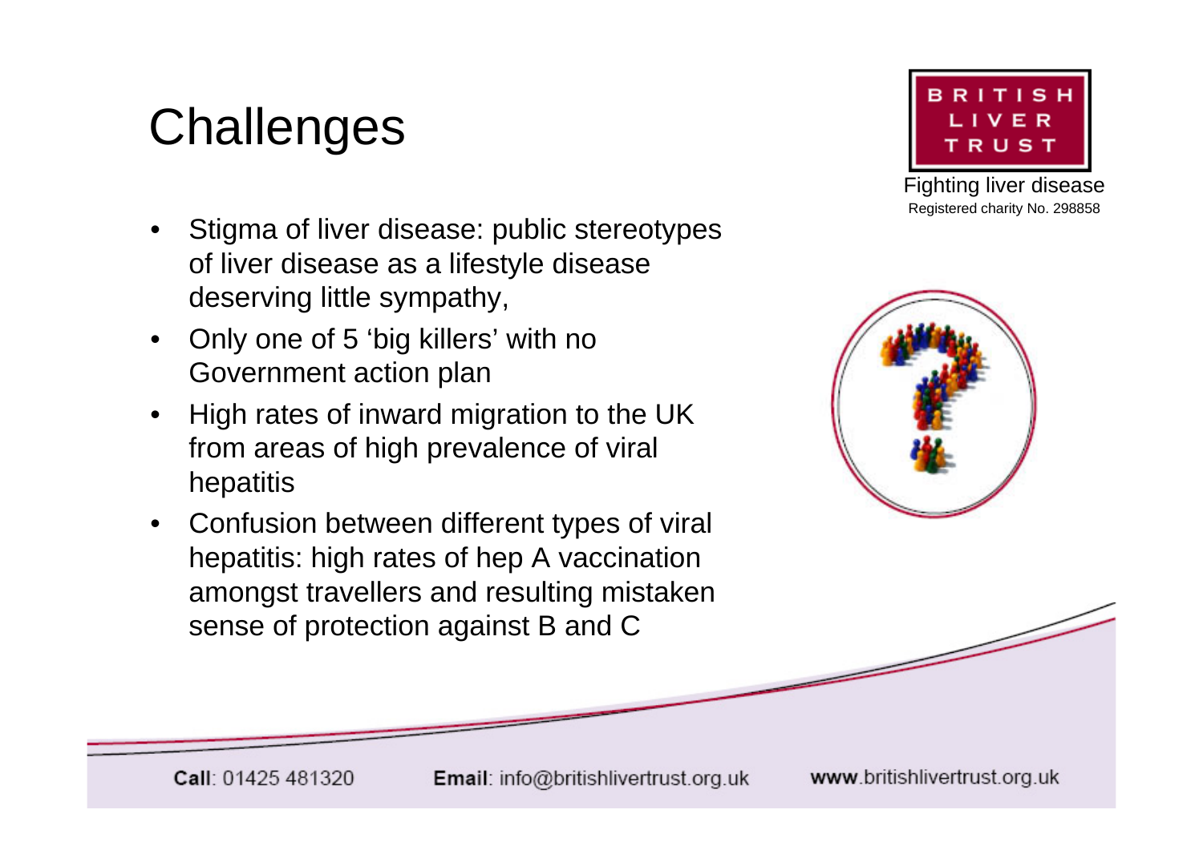# Challenges

BRITISH LIVER TRUST

Fighting liver disease

Registered charity No. 298858

- Stigma of liver disease: public stereotypes of liver disease as a lifestyle disease deserving little sympathy,
- Only one of 5 'big killers' with no Government action plan
- High rates of inward migration to the UK from areas of high prevalence of viral hepatitis
- Confusion between different types of viral hepatitis: high rates of hep A vaccination amongst travellers and resulting mistaken sense of protection against B and C

**Call**: 01425 481320 **Email**: info@britishlivertrust.org.uk **www**.britishlivertrust.org.uk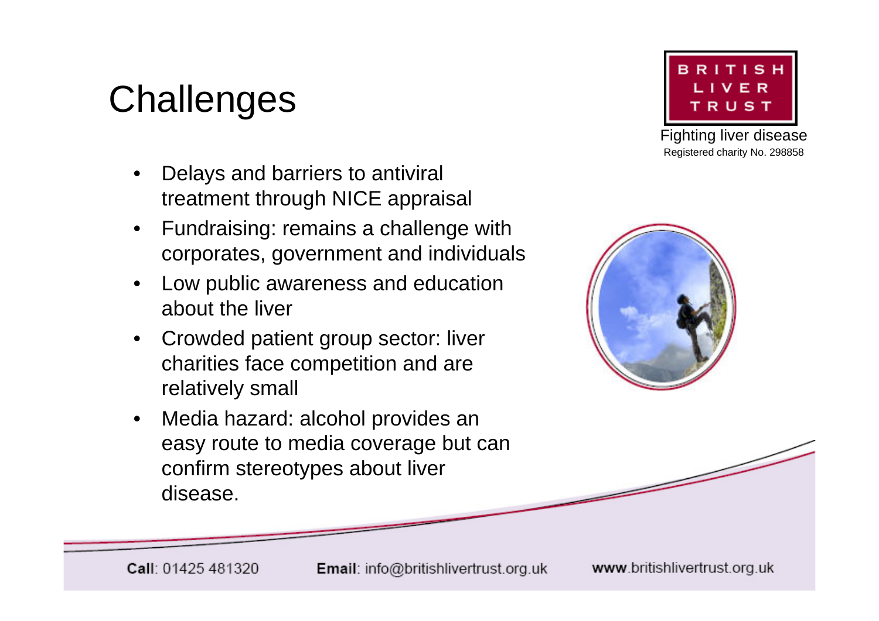# Challenges

BRITISH LIVER TRUST

Fighting liver disease

Registered charity No. 298858

- Delays and barriers to antiviral treatment through NICE appraisal
- Fundraising: remains a challenge with corporates, government and individuals
- Low public awareness and education about the liver
- Crowded patient group sector: liver charities face competition and are relatively small
- Media hazard: alcohol provides an easy route to media coverage but can confirm stereotypes about liver disease.

**Call**: 01425 481320 **Email**: info@britishlivertrust.org.uk **www**.britishlivertrust.org.uk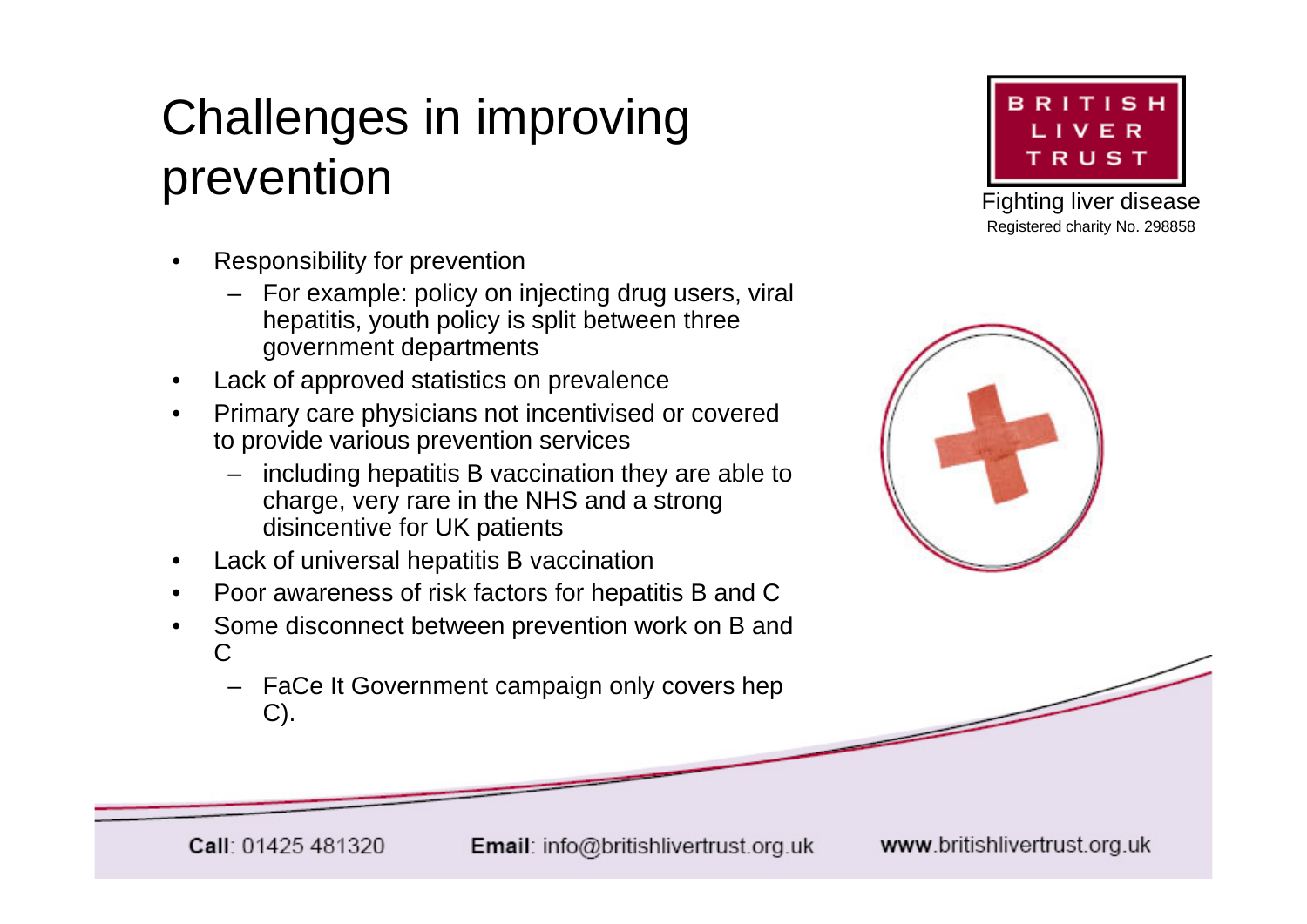# Challenges in improving prevention

- Responsibility for prevention
  - For example: policy on injecting drug users, viral hepatitis, youth policy is split between three government departments
- Lack of approved statistics on prevalence
- Primary care physicians not incentivised or covered to provide various prevention services
  - including hepatitis B vaccination they are able to charge, very rare in the NHS and a strong disincentive for UK patients
- Lack of universal hepatitis B vaccination
- Poor awareness of risk factors for hepatitis B and C
- Some disconnect between prevention work on B and C
  - FaCe It Government campaign only covers hep C).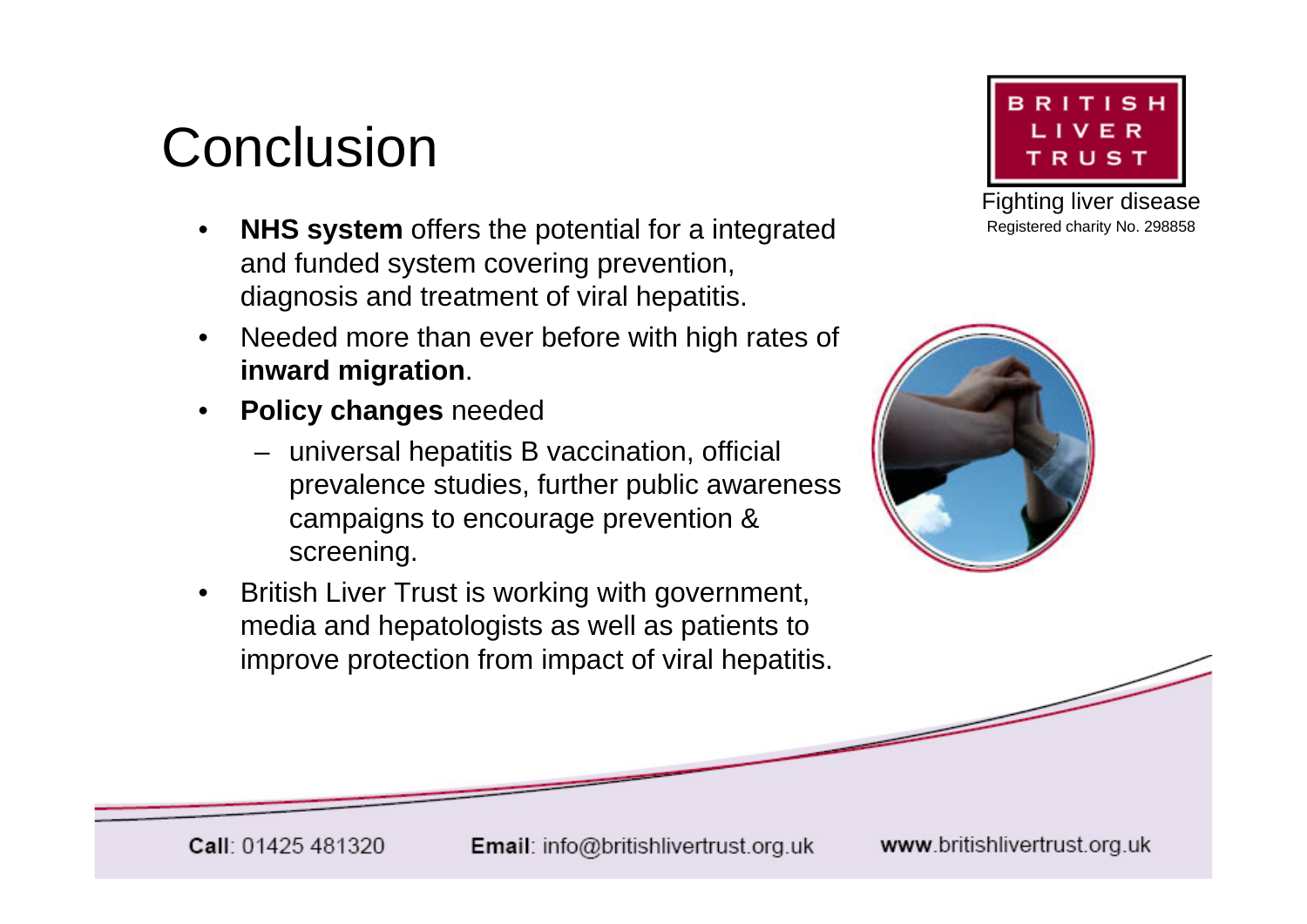# Conclusion

- **NHS system** offers the potential for a integrated and funded system covering prevention, diagnosis and treatment of viral hepatitis.
- Needed more than ever before with high rates of **inward migration**.
- **Policy changes** needed
  - universal hepatitis B vaccination, official prevalence studies, further public awareness campaigns to encourage prevention & screening.
- British Liver Trust is working with government, media and hepatologists as well as patients to improve protection from impact of viral hepatitis.

BRITISH LIVER TRUST

Fighting liver disease

Registered charity No. 298858

**Call**: 01425 481320 **Email**: info@britishlivertrust.org.uk **www**.britishlivertrust.org.uk